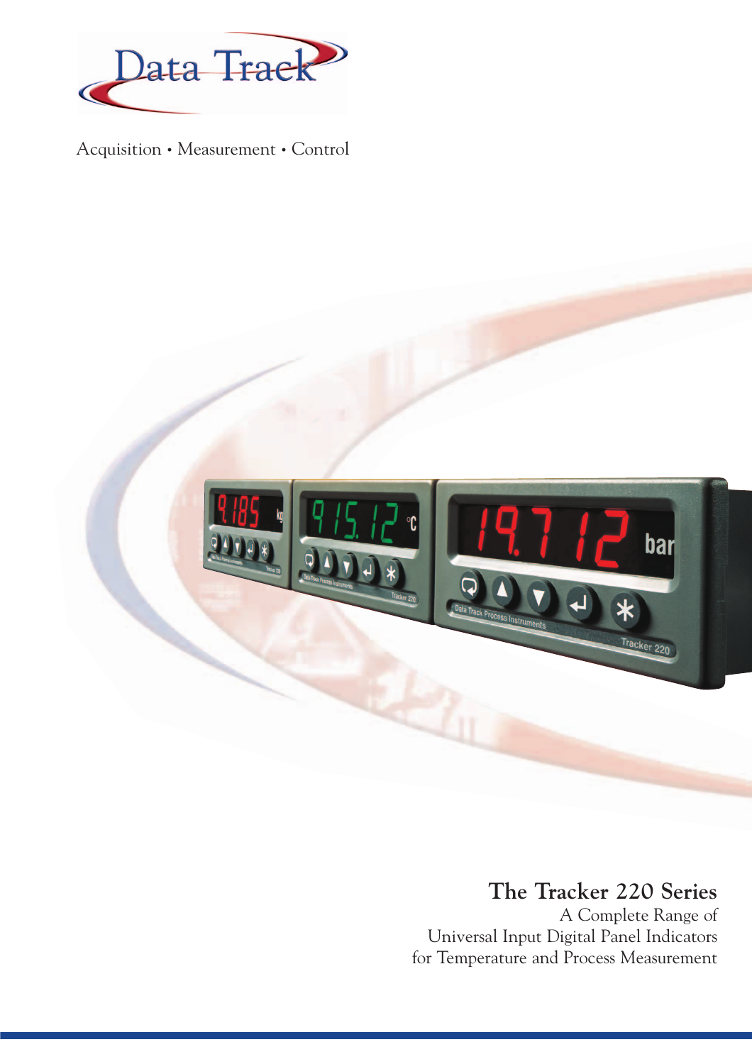Data Track

Acquisition • Measurement • Control

# The Tracker 220 Series

A Complete Range of
Universal Input Digital Panel Indicators
for Temperature and Process Measurement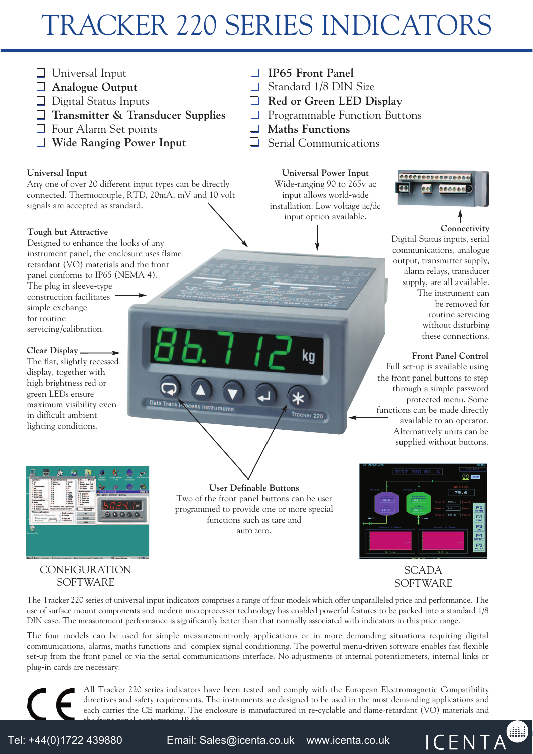# TRACKER 220 SERIES INDICATORS

- Universal Input
- **Analogue Output**
- Digital Status Inputs
- **Transmitter & Transducer Supplies**
- Four Alarm Set points
- **Wide Ranging Power Input**
- **IP65 Front Panel**
- Standard 1/8 DIN Size
- **Red or Green LED Display**
- Programmable Function Buttons
- **Maths Functions**
- Serial Communications

**Universal Input**
Any one of over 20 different input types can be directly connected. Thermocouple, RTD, 20mA, mV and 10 volt signals are accepted as standard.

**Universal Power Input**
Wide-ranging 90 to 265v ac input allows world-wide installation. Low voltage ac/dc input option available.

**Tough but Attractive**
Designed to enhance the looks of any instrument panel, the enclosure uses flame retardant (VO) materials and the front panel conforms to IP65 (NEMA 4). The plug in sleeve-type construction facilitates simple exchange for routine servicing/calibration.

**Connectivity**
Digital Status inputs, serial communications, analogue output, transmitter supply, alarm relays, transducer supply, are all available. The instrument can be removed for routine servicing without disturbing these connections.

**Clear Display**
The flat, slightly recessed display, together with high brightness red or green LEDs ensure maximum visibility even in difficult ambient lighting conditions.

**Front Panel Control**
Full set-up is available using the front panel buttons to step through a simple password protected menu. Some functions can be made directly available to an operator. Alternatively units can be supplied without buttons.

**User Definable Buttons**
Two of the front panel buttons can be user programmed to provide one or more special functions such as tare and auto zero.

CONFIGURATION SOFTWARE

SCADA SOFTWARE

The Tracker 220 series of universal input indicators comprises a range of four models which offer unparalleled price and performance. The use of surface mount components and modern microprocessor technology has enabled powerful features to be packed into a standard 1/8 DIN case. The measurement performance is significantly better than that normally associated with indicators in this price range.

The four models can be used for simple measurement-only applications or in more demanding situations requiring digital communications, alarms, maths functions and complex signal conditioning. The powerful menu-driven software enables fast flexible set-up from the front panel or via the serial communications interface. No adjustments of internal potentiometers, internal links or plug-in cards are necessary.

All Tracker 220 series indicators have been tested and comply with the European Electromagnetic Compatibility directives and safety requirements. The instruments are designed to be used in the most demanding applications and each carries the CE marking. The enclosure is manufactured in re-cyclable and flame-retardant (VO) materials and the front panel conforms to IP 65.

Tel: +44(0)1722 439880 Email: Sales@icenta.co.uk www.icenta.co.uk ICENTA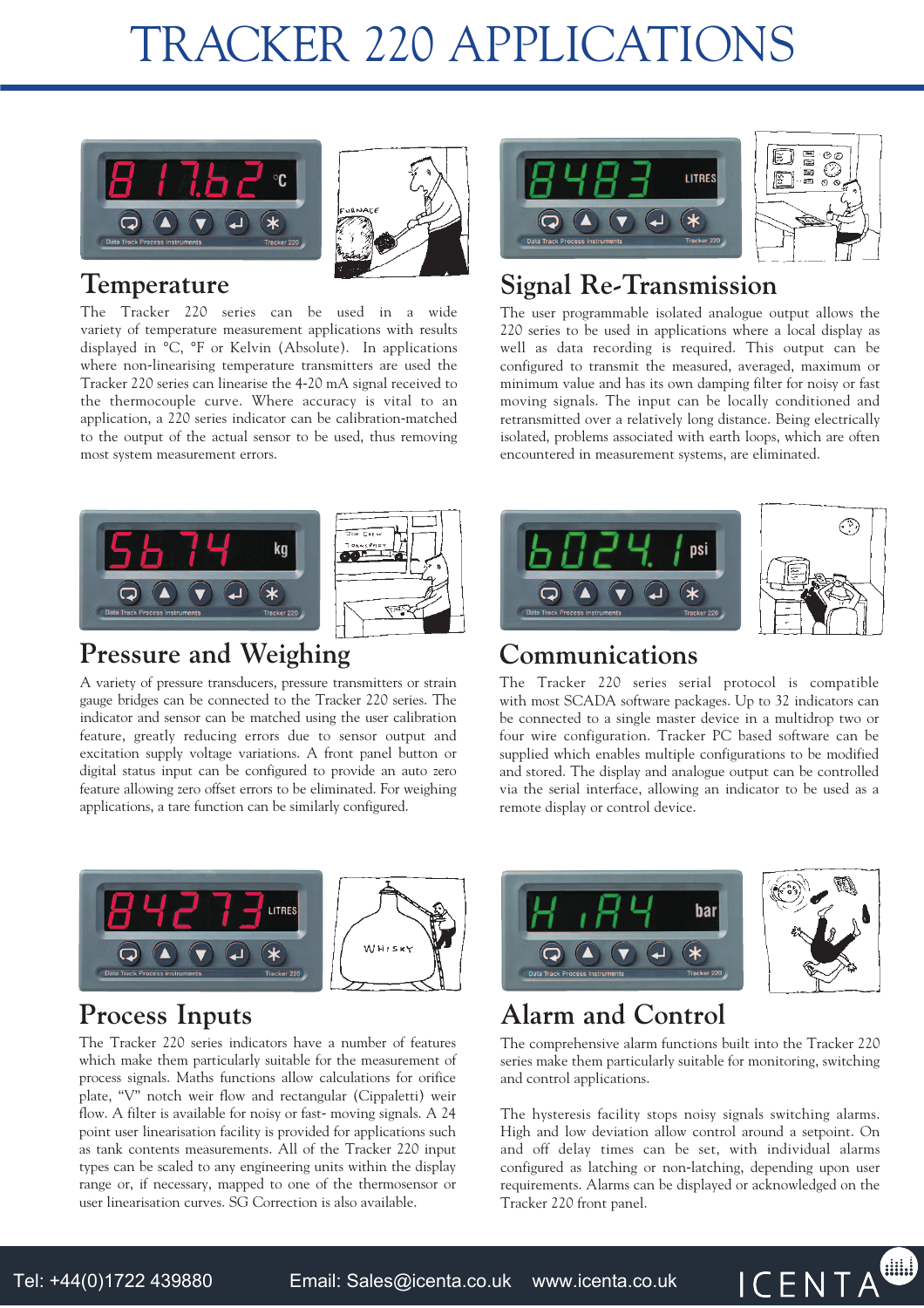# TRACKER 220 APPLICATIONS

## Temperature

The Tracker 220 series can be used in a wide variety of temperature measurement applications with results displayed in °C, °F or Kelvin (Absolute). In applications where non-linearising temperature transmitters are used the Tracker 220 series can linearise the 4-20 mA signal received to the thermocouple curve. Where accuracy is vital to an application, a 220 series indicator can be calibration-matched to the output of the actual sensor to be used, thus removing most system measurement errors.

## Signal Re-Transmission

The user programmable isolated analogue output allows the 220 series to be used in applications where a local display as well as data recording is required. This output can be configured to transmit the measured, averaged, maximum or minimum value and has its own damping filter for noisy or fast moving signals. The input can be locally conditioned and retransmitted over a relatively long distance. Being electrically isolated, problems associated with earth loops, which are often encountered in measurement systems, are eliminated.

## Pressure and Weighing

A variety of pressure transducers, pressure transmitters or strain gauge bridges can be connected to the Tracker 220 series. The indicator and sensor can be matched using the user calibration feature, greatly reducing errors due to sensor output and excitation supply voltage variations. A front panel button or digital status input can be configured to provide an auto zero feature allowing zero offset errors to be eliminated. For weighing applications, a tare function can be similarly configured.

## Communications

The Tracker 220 series serial protocol is compatible with most SCADA software packages. Up to 32 indicators can be connected to a single master device in a multidrop two or four wire configuration. Tracker PC based software can be supplied which enables multiple configurations to be modified and stored. The display and analogue output can be controlled via the serial interface, allowing an indicator to be used as a remote display or control device.

## Process Inputs

The Tracker 220 series indicators have a number of features which make them particularly suitable for the measurement of process signals. Maths functions allow calculations for orifice plate, "V" notch weir flow and rectangular (Cippaletti) weir flow. A filter is available for noisy or fast- moving signals. A 24 point user linearisation facility is provided for applications such as tank contents measurements. All of the Tracker 220 input types can be scaled to any engineering units within the display range or, if necessary, mapped to one of the thermosensor or user linearisation curves. SG Correction is also available.

## Alarm and Control

The comprehensive alarm functions built into the Tracker 220 series make them particularly suitable for monitoring, switching and control applications.

The hysteresis facility stops noisy signals switching alarms. High and low deviation allow control around a setpoint. On and off delay times can be set, with individual alarms configured as latching or non-latching, depending upon user requirements. Alarms can be displayed or acknowledged on the Tracker 220 front panel.

Tel: +44(0)1722 439880 Email: Sales@icenta.co.uk www.icenta.co.uk ICENTA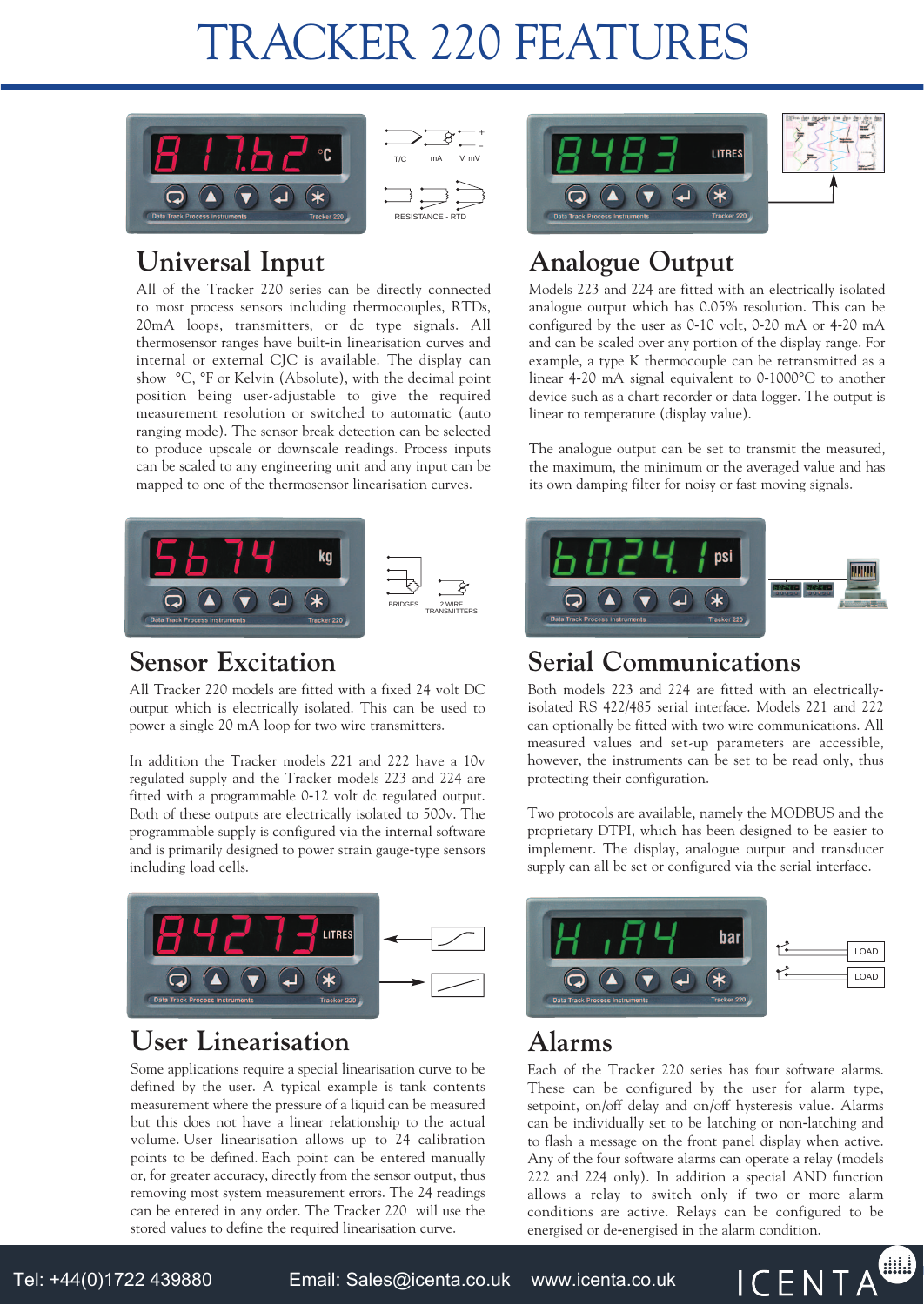# TRACKER 220 FEATURES

## Universal Input

All of the Tracker 220 series can be directly connected to most process sensors including thermocouples, RTDs, 20mA loops, transmitters, or dc type signals. All thermosensor ranges have built-in linearisation curves and internal or external CJC is available. The display can show °C, °F or Kelvin (Absolute), with the decimal point position being user-adjustable to give the required measurement resolution or switched to automatic (auto ranging mode). The sensor break detection can be selected to produce upscale or downscale readings. Process inputs can be scaled to any engineering unit and any input can be mapped to one of the thermosensor linearisation curves.

## Analogue Output

Models 223 and 224 are fitted with an electrically isolated analogue output which has 0.05% resolution. This can be configured by the user as 0-10 volt, 0-20 mA or 4-20 mA and can be scaled over any portion of the display range. For example, a type K thermocouple can be retransmitted as a linear 4-20 mA signal equivalent to 0-1000°C to another device such as a chart recorder or data logger. The output is linear to temperature (display value).

The analogue output can be set to transmit the measured, the maximum, the minimum or the averaged value and has its own damping filter for noisy or fast moving signals.

## Sensor Excitation

All Tracker 220 models are fitted with a fixed 24 volt DC output which is electrically isolated. This can be used to power a single 20 mA loop for two wire transmitters.

In addition the Tracker models 221 and 222 have a 10v regulated supply and the Tracker models 223 and 224 are fitted with a programmable 0-12 volt dc regulated output. Both of these outputs are electrically isolated to 500v. The programmable supply is configured via the internal software and is primarily designed to power strain gauge-type sensors including load cells.

## Serial Communications

Both models 223 and 224 are fitted with an electrically-isolated RS 422/485 serial interface. Models 221 and 222 can optionally be fitted with two wire communications. All measured values and set-up parameters are accessible, however, the instruments can be set to be read only, thus protecting their configuration.

Two protocols are available, namely the MODBUS and the proprietary DTPI, which has been designed to be easier to implement. The display, analogue output and transducer supply can all be set or configured via the serial interface.

## User Linearisation

Some applications require a special linearisation curve to be defined by the user. A typical example is tank contents measurement where the pressure of a liquid can be measured but this does not have a linear relationship to the actual volume. User linearisation allows up to 24 calibration points to be defined. Each point can be entered manually or, for greater accuracy, directly from the sensor output, thus removing most system measurement errors. The 24 readings can be entered in any order. The Tracker 220 will use the stored values to define the required linearisation curve.

## Alarms

Each of the Tracker 220 series has four software alarms. These can be configured by the user for alarm type, setpoint, on/off delay and on/off hysteresis value. Alarms can be individually set to be latching or non-latching and to flash a message on the front panel display when active. Any of the four software alarms can operate a relay (models 222 and 224 only). In addition a special AND function allows a relay to switch only if two or more alarm conditions are active. Relays can be configured to be energised or de-energised in the alarm condition.

Tel: +44(0)1722 439880 Email: Sales@icenta.co.uk www.icenta.co.uk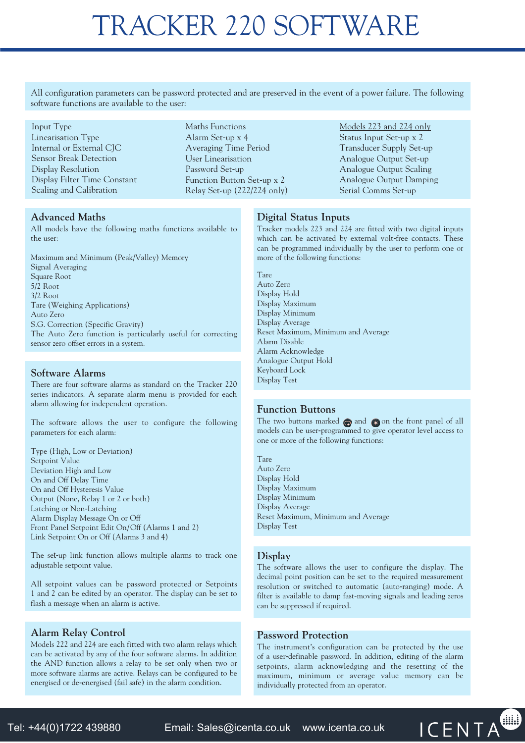# TRACKER 220 SOFTWARE

All configuration parameters can be password protected and are preserved in the event of a power failure. The following software functions are available to the user:

| | | Models 223 and 224 only |
|---|---|---|
| Input Type | Maths Functions | Status Input Set-up x 2 |
| Linearisation Type | Alarm Set-up x 4 | Transducer Supply Set-up |
| Internal or External CJC | Averaging Time Period | Analogue Output Set-up |
| Sensor Break Detection | User Linearisation | Analogue Output Scaling |
| Display Resolution | Password Set-up | Analogue Output Damping |
| Display Filter Time Constant | Function Button Set-up x 2 | Serial Comms Set-up |
| Scaling and Calibration | Relay Set-up (222/224 only) | |

## Advanced Maths

All models have the following maths functions available to the user:

Maximum and Minimum (Peak/Valley) Memory
Signal Averaging
Square Root
5/2 Root
3/2 Root
Tare (Weighing Applications)
Auto Zero
S.G. Correction (Specific Gravity)
The Auto Zero function is particularly useful for correcting sensor zero offset errors in a system.

## Software Alarms

There are four software alarms as standard on the Tracker 220 series indicators. A separate alarm menu is provided for each alarm allowing for independent operation.

The software allows the user to configure the following parameters for each alarm:

Type (High, Low or Deviation)
Setpoint Value
Deviation High and Low
On and Off Delay Time
On and Off Hysteresis Value
Output (None, Relay 1 or 2 or both)
Latching or Non-Latching
Alarm Display Message On or Off
Front Panel Setpoint Edit On/Off (Alarms 1 and 2)
Link Setpoint On or Off (Alarms 3 and 4)

The set-up link function allows multiple alarms to track one adjustable setpoint value.

All setpoint values can be password protected or Setpoints 1 and 2 can be edited by an operator. The display can be set to flash a message when an alarm is active.

## Alarm Relay Control

Models 222 and 224 are each fitted with two alarm relays which can be activated by any of the four software alarms. In addition the AND function allows a relay to be set only when two or more software alarms are active. Relays can be configured to be energised or de-energised (fail safe) in the alarm condition.

## Digital Status Inputs

Tracker models 223 and 224 are fitted with two digital inputs which can be activated by external volt-free contacts. These can be programmed individually by the user to perform one or more of the following functions:

Tare
Auto Zero
Display Hold
Display Maximum
Display Minimum
Display Average
Reset Maximum, Minimum and Average
Alarm Disable
Alarm Acknowledge
Analogue Output Hold
Keyboard Lock
Display Test

## Function Buttons

The two buttons marked and on the front panel of all models can be user-programmed to give operator level access to one or more of the following functions:

Tare
Auto Zero
Display Hold
Display Maximum
Display Minimum
Display Average
Reset Maximum, Minimum and Average
Display Test

## Display

The software allows the user to configure the display. The decimal point position can be set to the required measurement resolution or switched to automatic (auto-ranging) mode. A filter is available to damp fast-moving signals and leading zeros can be suppressed if required.

## Password Protection

The instrument's configuration can be protected by the use of a user-definable password. In addition, editing of the alarm setpoints, alarm acknowledging and the resetting of the maximum, minimum or average value memory can be individually protected from an operator.

Tel: +44(0)1722 439880 Email: Sales@icenta.co.uk www.icenta.co.uk ICENTA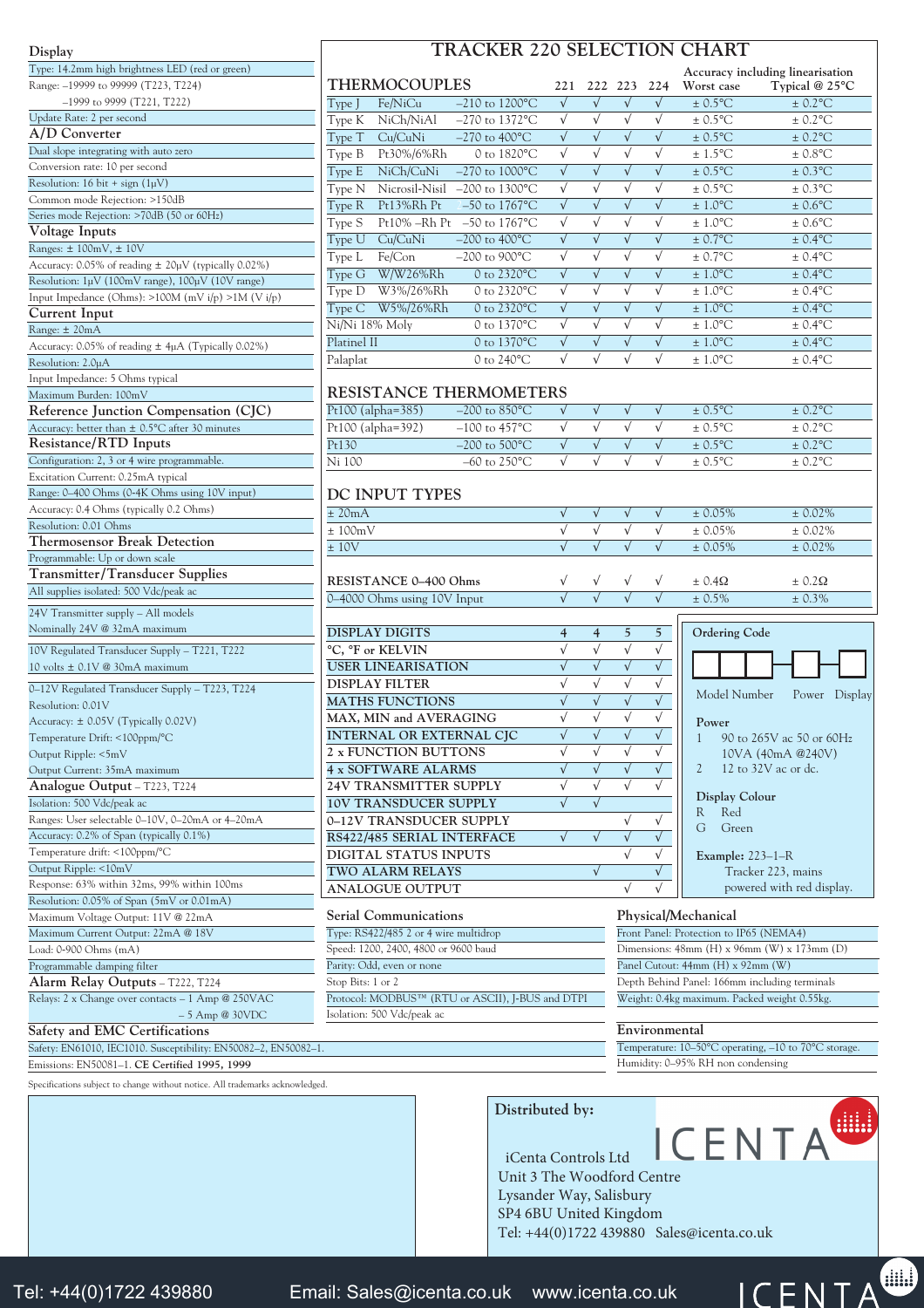## Display

Type: 14.2mm high brightness LED (red or green)
Range: –19999 to 99999 (T223, T224)
–1999 to 9999 (T221, T222)
Update Rate: 2 per second

## A/D Converter

Dual slope integrating with auto zero
Conversion rate: 10 per second
Resolution: 16 bit + sign (1μV)
Common mode Rejection: >150dB
Series mode Rejection: >70dB (50 or 60Hz)

## Voltage Inputs

Ranges: ± 100mV, ± 10V
Accuracy: 0.05% of reading ± 20μV (typically 0.02%)
Resolution: 1μV (100mV range), 100μV (10V range)
Input Impedance (Ohms): >100M (mV i/p) >1M (V i/p)

## Current Input

Range: ± 20mA
Accuracy: 0.05% of reading ± 4μA (Typically 0.02%)
Resolution: 2.0μA
Input Impedance: 5 Ohms typical
Maximum Burden: 100mV

## Reference Junction Compensation (CJC)

Accuracy: better than ± 0.5°C after 30 minutes

## Resistance/RTD Inputs

Configuration: 2, 3 or 4 wire programmable.
Excitation Current: 0.25mA typical
Range: 0–400 Ohms (0-4K Ohms using 10V input)
Accuracy: 0.4 Ohms (typically 0.2 Ohms)
Resolution: 0.01 Ohms

## Thermosensor Break Detection

Programmable: Up or down scale

## Transmitter/Transducer Supplies

All supplies isolated: 500 Vdc/peak ac

24V Transmitter supply – All models
Nominally 24V @ 32mA maximum

10V Regulated Transducer Supply – T221, T222
10 volts ± 0.1V @ 30mA maximum

0–12V Regulated Transducer Supply – T223, T224
Resolution: 0.01V
Accuracy: ± 0.05V (Typically 0.02V)
Temperature Drift: <100ppm/°C
Output Ripple: <5mV
Output Current: 35mA maximum

## Analogue Output – T223, T224

Isolation: 500 Vdc/peak ac
Ranges: User selectable 0–10V, 0–20mA or 4–20mA
Accuracy: 0.2% of Span (typically 0.1%)
Temperature drift: <100ppm/°C
Output Ripple: <10mV
Response: 63% within 32ms, 99% within 100ms
Resolution: 0.05% of Span (5mV or 0.01mA)
Maximum Voltage Output: 11V @ 22mA
Maximum Current Output: 22mA @ 18V
Load: 0-900 Ohms (mA)
Programmable damping filter

## Alarm Relay Outputs – T222, T224

Relays: 2 x Change over contacts – 1 Amp @ 250VAC
– 5 Amp @ 30VDC

## TRACKER 220 SELECTION CHART

| THERMOCOUPLES | | | 221 | 222 | 223 | 224 | Accuracy including linearisation Worst case | Typical @ 25°C |
|---|---|---|---|---|---|---|---|---|
| Type J | Fe/NiCu | –210 to 1200°C | √ | √ | √ | √ | ± 0.5°C | ± 0.2°C |
| Type K | NiCh/NiAl | –270 to 1372°C | √ | √ | √ | √ | ± 0.5°C | ± 0.2°C |
| Type T | Cu/CuNi | –270 to 400°C | √ | √ | √ | √ | ± 0.5°C | ± 0.2°C |
| Type B | Pt30%/6%Rh | 0 to 1820°C | √ | √ | √ | √ | ± 1.5°C | ± 0.8°C |
| Type E | NiCh/CuNi | –270 to 1000°C | √ | √ | √ | √ | ± 0.5°C | ± 0.3°C |
| Type N | Nicrosil-Nisil | –200 to 1300°C | √ | √ | √ | √ | ± 0.5°C | ± 0.3°C |
| Type R | Pt13%Rh Pt | –50 to 1767°C | √ | √ | √ | √ | ± 1.0°C | ± 0.6°C |
| Type S | Pt10% –Rh Pt | –50 to 1767°C | √ | √ | √ | √ | ± 1.0°C | ± 0.6°C |
| Type U | Cu/CuNi | –200 to 400°C | √ | √ | √ | √ | ± 0.7°C | ± 0.4°C |
| Type L | Fe/Con | –200 to 900°C | √ | √ | √ | √ | ± 0.7°C | ± 0.4°C |
| Type G | W/W26%Rh | 0 to 2320°C | √ | √ | √ | √ | ± 1.0°C | ± 0.4°C |
| Type D | W3%/26%Rh | 0 to 2320°C | √ | √ | √ | √ | ± 1.0°C | ± 0.4°C |
| Type C | W5%/26%Rh | 0 to 2320°C | √ | √ | √ | √ | ± 1.0°C | ± 0.4°C |
| Ni/Ni 18% Moly | | 0 to 1370°C | √ | √ | √ | √ | ± 1.0°C | ± 0.4°C |
| Platinel II | | 0 to 1370°C | √ | √ | √ | √ | ± 1.0°C | ± 0.4°C |
| Palaplat | | 0 to 240°C | √ | √ | √ | √ | ± 1.0°C | ± 0.4°C |
| **RESISTANCE THERMOMETERS** | | | | | | | | |
| Pt100 (alpha=385) | | –200 to 850°C | √ | √ | √ | √ | ± 0.5°C | ± 0.2°C |
| Pt100 (alpha=392) | | –100 to 457°C | √ | √ | √ | √ | ± 0.5°C | ± 0.2°C |
| Pt130 | | –200 to 500°C | √ | √ | √ | √ | ± 0.5°C | ± 0.2°C |
| Ni 100 | | –60 to 250°C | √ | √ | √ | √ | ± 0.5°C | ± 0.2°C |
| **DC INPUT TYPES** | | | | | | | | |
| ± 20mA | | | √ | √ | √ | √ | ± 0.05% | ± 0.02% |
| ± 100mV | | | √ | √ | √ | √ | ± 0.05% | ± 0.02% |
| ± 10V | | | √ | √ | √ | √ | ± 0.05% | ± 0.02% |
| RESISTANCE 0–400 Ohms | | | √ | √ | √ | √ | ± 0.4Ω | ± 0.2Ω |
| 0–4000 Ohms using 10V Input | | | √ | √ | √ | √ | ± 0.5% | ± 0.3% |

| | 221 | 222 | 223 | 224 |
|---|---|---|---|---|
| DISPLAY DIGITS | 4 | 4 | 5 | 5 |
| °C, °F or KELVIN | √ | √ | √ | √ |
| USER LINEARISATION | √ | √ | √ | √ |
| DISPLAY FILTER | √ | √ | √ | √ |
| MATHS FUNCTIONS | √ | √ | √ | √ |
| MAX, MIN and AVERAGING | √ | √ | √ | √ |
| INTERNAL OR EXTERNAL CJC | √ | √ | √ | √ |
| 2 x FUNCTION BUTTONS | √ | √ | √ | √ |
| 4 x SOFTWARE ALARMS | √ | √ | √ | √ |
| 24V TRANSMITTER SUPPLY | √ | √ | √ | √ |
| 10V TRANSDUCER SUPPLY | √ | √ | | |
| 0–12V TRANSDUCER SUPPLY | | | √ | √ |
| RS422/485 SERIAL INTERFACE | √ | √ | √ | √ |
| DIGITAL STATUS INPUTS | | | √ | √ |
| TWO ALARM RELAYS | | √ | | √ |
| ANALOGUE OUTPUT | | | √ | √ |

### Ordering Code

Model Number — Power — Display

**Power**
1 90 to 265V ac 50 or 60Hz 10VA (40mA @240V)
2 12 to 32V ac or dc.

**Display Colour**
R Red
G Green

**Example:** 223–1–R
Tracker 223, mains powered with red display.

## Serial Communications

Type: RS422/485 2 or 4 wire multidrop
Speed: 1200, 2400, 4800 or 9600 baud
Parity: Odd, even or none
Stop Bits: 1 or 2
Protocol: MODBUS™ (RTU or ASCII), J-BUS and DTPI
Isolation: 500 Vdc/peak ac

## Physical/Mechanical

Front Panel: Protection to IP65 (NEMA4)
Dimensions: 48mm (H) x 96mm (W) x 173mm (D)
Panel Cutout: 44mm (H) x 92mm (W)
Depth Behind Panel: 166mm including terminals
Weight: 0.4kg maximum. Packed weight 0.55kg.

## Environmental

Temperature: 10–50°C operating, –10 to 70°C storage.
Humidity: 0–95% RH non condensing

## Safety and EMC Certifications

Safety: EN61010, IEC1010. Susceptibility: EN50082–2, EN50082–1.
Emissions: EN50081–1. **CE Certified 1995, 1999**

Specifications subject to change without notice. All trademarks acknowledged.

**Distributed by:**

ICENTA

iCenta Controls Ltd
Unit 3 The Woodford Centre
Lysander Way, Salisbury
SP4 6BU United Kingdom
Tel: +44(0)1722 439880 Sales@icenta.co.uk

Tel: +44(0)1722 439880 Email: Sales@icenta.co.uk www.icenta.co.uk ICENTA